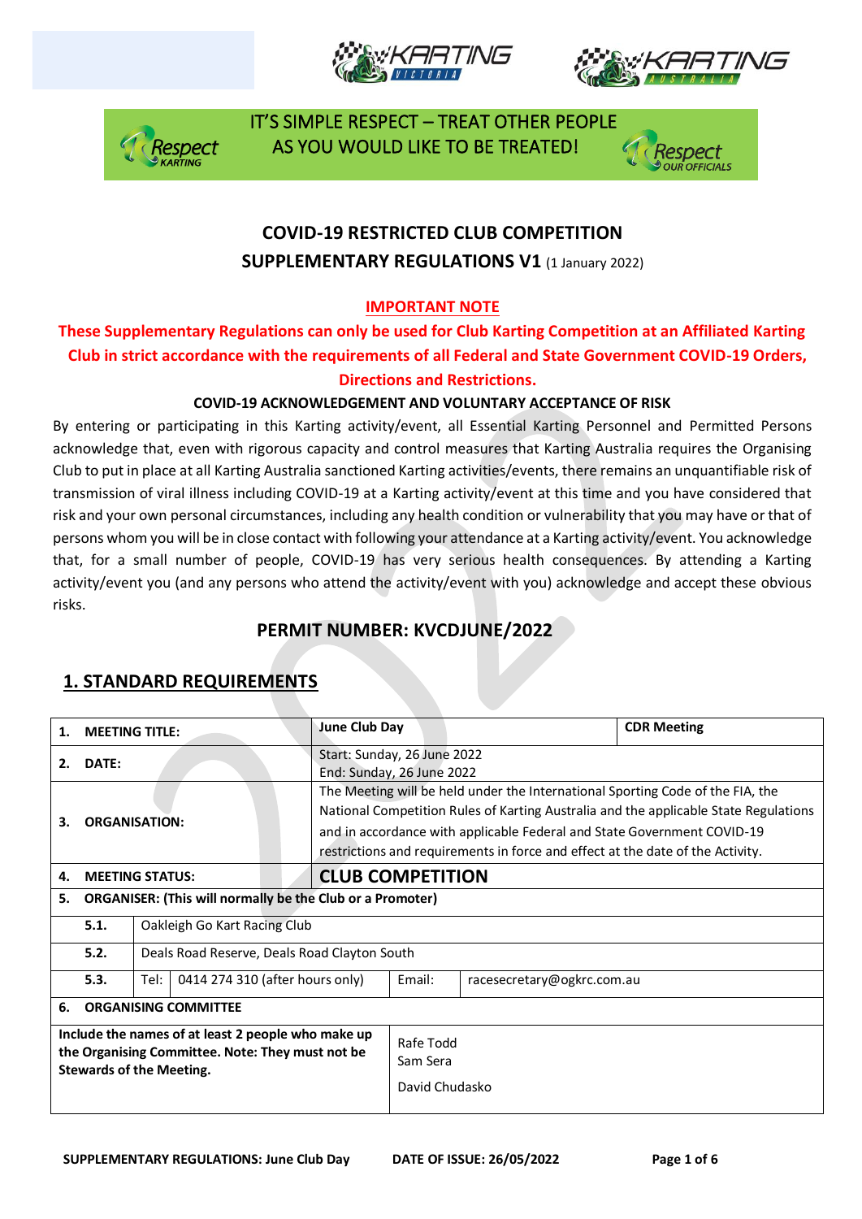IT'S SIMPLE RESPECT – TREAT OTHER PEOPLE AS YOU WOULD LIKE TO BE TREATED!

# COVID-19 RESTRICTED CLUB COMPETITION SUPPLEMENTARY REGULATIONS V1 (1 January 2022)

**IMPORTANT NOTE**

**These Supplementary Regulations can only be used for Club Karting Competition at an Affiliated Karting Club in strict accordance with the requirements of all Federal and State Government COVID-19 Orders, Directions and Restrictions.**

**COVID-19 ACKNOWLEDGEMENT AND VOLUNTARY ACCEPTANCE OF RISK**

By entering or participating in this Karting activity/event, all Essential Karting Personnel and Permitted Persons acknowledge that, even with rigorous capacity and control measures that Karting Australia requires the Organising Club to put in place at all Karting Australia sanctioned Karting activities/events, there remains an unquantifiable risk of transmission of viral illness including COVID-19 at a Karting activity/event at this time and you have considered that risk and your own personal circumstances, including any health condition or vulnerability that you may have or that of persons whom you will be in close contact with following your attendance at a Karting activity/event. You acknowledge that, for a small number of people, COVID-19 has very serious health consequences. By attending a Karting activity/event you (and any persons who attend the activity/event with you) acknowledge and accept these obvious risks.

## PERMIT NUMBER: KVCDJUNE/2022

## 1. STANDARD REQUIREMENTS

| | | | | |
|---|---|---|---|---|
| **1. MEETING TITLE:** | | **June Club Day** | | **CDR Meeting** |
| **2. DATE:** | | Start: Sunday, 26 June 2022<br>End: Sunday, 26 June 2022 | | |
| **3. ORGANISATION:** | | The Meeting will be held under the International Sporting Code of the FIA, the National Competition Rules of Karting Australia and the applicable State Regulations and in accordance with applicable Federal and State Government COVID-19 restrictions and requirements in force and effect at the date of the Activity. | | |
| **4. MEETING STATUS:** | | **CLUB COMPETITION** | | |
| **5. ORGANISER: (This will normally be the Club or a Promoter)** | | | | |
| 5.1. | Oakleigh Go Kart Racing Club | | | |
| 5.2. | Deals Road Reserve, Deals Road Clayton South | | | |
| 5.3. | Tel: 0414 274 310 (after hours only) | | Email: | racesecretary@ogkrc.com.au |
| **6. ORGANISING COMMITTEE** | | | | |
| **Include the names of at least 2 people who make up the Organising Committee. Note: They must not be Stewards of the Meeting.** | | Rafe Todd<br>Sam Sera<br>David Chudasko | | |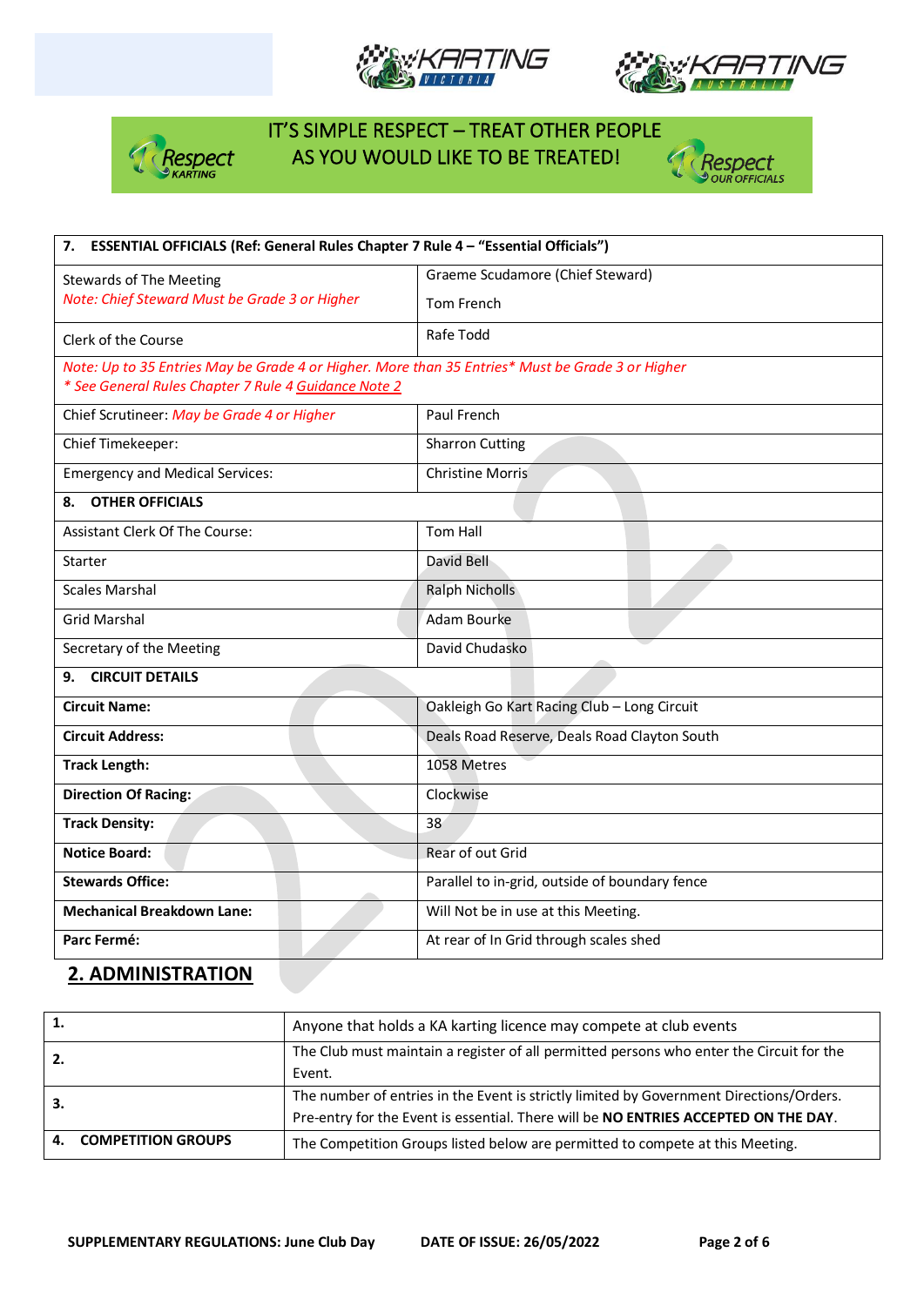IT'S SIMPLE RESPECT – TREAT OTHER PEOPLE AS YOU WOULD LIKE TO BE TREATED!

| **7. ESSENTIAL OFFICIALS (Ref: General Rules Chapter 7 Rule 4 – "Essential Officials")** | |
|---|---|
| Stewards of The Meeting<br>*Note: Chief Steward Must be Grade 3 or Higher* | Graeme Scudamore (Chief Steward)<br>Tom French |
| Clerk of the Course | Rafe Todd |
| *Note: Up to 35 Entries May be Grade 4 or Higher. More than 35 Entries\* Must be Grade 3 or Higher*<br>*\* See General Rules Chapter 7 Rule 4 Guidance Note 2* | |
| Chief Scrutineer: *May be Grade 4 or Higher* | Paul French |
| Chief Timekeeper: | Sharron Cutting |
| Emergency and Medical Services: | Christine Morris |
| **8. OTHER OFFICIALS** | |
| Assistant Clerk Of The Course: | Tom Hall |
| Starter | David Bell |
| Scales Marshal | Ralph Nicholls |
| Grid Marshal | Adam Bourke |
| Secretary of the Meeting | David Chudasko |
| **9. CIRCUIT DETAILS** | |
| **Circuit Name:** | Oakleigh Go Kart Racing Club – Long Circuit |
| **Circuit Address:** | Deals Road Reserve, Deals Road Clayton South |
| **Track Length:** | 1058 Metres |
| **Direction Of Racing:** | Clockwise |
| **Track Density:** | 38 |
| **Notice Board:** | Rear of out Grid |
| **Stewards Office:** | Parallel to in-grid, outside of boundary fence |
| **Mechanical Breakdown Lane:** | Will Not be in use at this Meeting. |
| **Parc Fermé:** | At rear of In Grid through scales shed |

## 2. ADMINISTRATION

| | |
|---|---|
| **1.** | Anyone that holds a KA karting licence may compete at club events |
| **2.** | The Club must maintain a register of all permitted persons who enter the Circuit for the Event. |
| **3.** | The number of entries in the Event is strictly limited by Government Directions/Orders. Pre-entry for the Event is essential. There will be **NO ENTRIES ACCEPTED ON THE DAY**. |
| **4. COMPETITION GROUPS** | The Competition Groups listed below are permitted to compete at this Meeting. |

SUPPLEMENTARY REGULATIONS: June Club Day    DATE OF ISSUE: 26/05/2022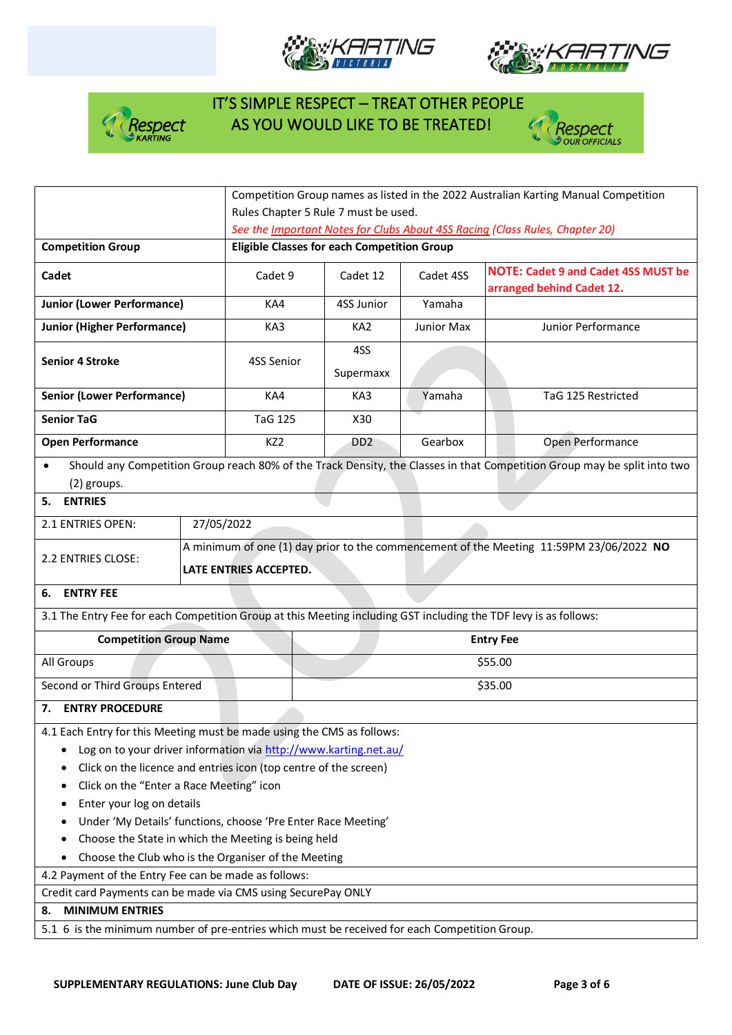IT'S SIMPLE RESPECT – TREAT OTHER PEOPLE AS YOU WOULD LIKE TO BE TREATED!

| | Competition Group names as listed in the 2022 Australian Karting Manual Competition Rules Chapter 5 Rule 7 must be used. *See the Important Notes for Clubs About 4SS Racing (Class Rules, Chapter 20)* | | | |
|---|---|---|---|---|
| **Competition Group** | **Eligible Classes for each Competition Group** | | | |
| **Cadet** | Cadet 9 | Cadet 12 | Cadet 4SS | **NOTE: Cadet 9 and Cadet 4SS MUST be arranged behind Cadet 12.** |
| **Junior (Lower Performance)** | KA4 | 4SS Junior | Yamaha | |
| **Junior (Higher Performance)** | KA3 | KA2 | Junior Max | Junior Performance |
| **Senior 4 Stroke** | 4SS Senior | 4SS Supermaxx | | |
| **Senior (Lower Performance)** | KA4 | KA3 | Yamaha | TaG 125 Restricted |
| **Senior TaG** | TaG 125 | X30 | | |
| **Open Performance** | KZ2 | DD2 | Gearbox | Open Performance |

- Should any Competition Group reach 80% of the Track Density, the Classes in that Competition Group may be split into two (2) groups.

## 5. ENTRIES

| | |
|---|---|
| 2.1 ENTRIES OPEN: | 27/05/2022 |
| 2.2 ENTRIES CLOSE: | A minimum of one (1) day prior to the commencement of the Meeting 11:59PM 23/06/2022 **NO LATE ENTRIES ACCEPTED.** |

## 6. ENTRY FEE

3.1 The Entry Fee for each Competition Group at this Meeting including GST including the TDF levy is as follows:

| Competition Group Name | Entry Fee |
|---|---|
| All Groups | $55.00 |
| Second or Third Groups Entered | $35.00 |

## 7. ENTRY PROCEDURE

4.1 Each Entry for this Meeting must be made using the CMS as follows:

- Log on to your driver information via http://www.karting.net.au/
- Click on the licence and entries icon (top centre of the screen)
- Click on the "Enter a Race Meeting" icon
- Enter your log on details
- Under 'My Details' functions, choose 'Pre Enter Race Meeting'
- Choose the State in which the Meeting is being held
- Choose the Club who is the Organiser of the Meeting

4.2 Payment of the Entry Fee can be made as follows:

Credit card Payments can be made via CMS using SecurePay ONLY

## 8. MINIMUM ENTRIES

5.1 6 is the minimum number of pre-entries which must be received for each Competition Group.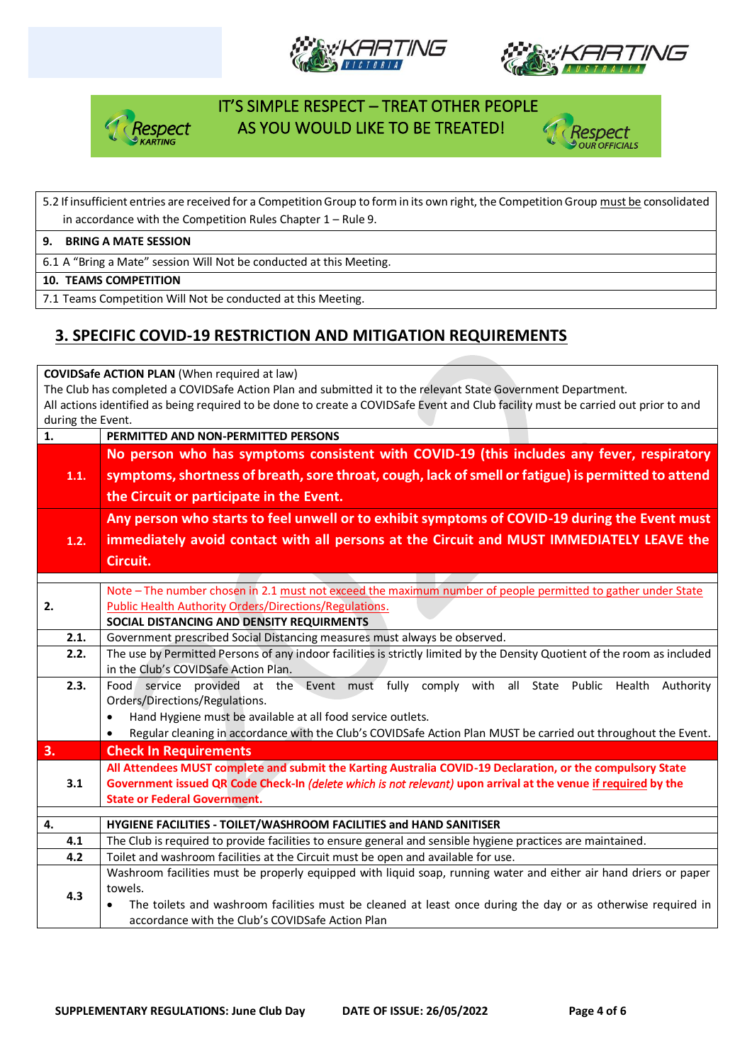IT'S SIMPLE RESPECT – TREAT OTHER PEOPLE AS YOU WOULD LIKE TO BE TREATED!

| |
|---|
| 5.2 If insufficient entries are received for a Competition Group to form in its own right, the Competition Group must be consolidated in accordance with the Competition Rules Chapter 1 – Rule 9. |
| **9. BRING A MATE SESSION** |
| 6.1 A "Bring a Mate" session Will Not be conducted at this Meeting. |
| **10. TEAMS COMPETITION** |
| 7.1 Teams Competition Will Not be conducted at this Meeting. |

## 3. SPECIFIC COVID-19 RESTRICTION AND MITIGATION REQUIREMENTS

**COVIDSafe ACTION PLAN** (When required at law)
The Club has completed a COVIDSafe Action Plan and submitted it to the relevant State Government Department.
All actions identified as being required to be done to create a COVIDSafe Event and Club facility must be carried out prior to and during the Event.

| | |
|---|---|
| **1.** | **PERMITTED AND NON-PERMITTED PERSONS** |
| **1.1.** | **No person who has symptoms consistent with COVID-19 (this includes any fever, respiratory symptoms, shortness of breath, sore throat, cough, lack of smell or fatigue) is permitted to attend the Circuit or participate in the Event.** |
| **1.2.** | **Any person who starts to feel unwell or to exhibit symptoms of COVID-19 during the Event must immediately avoid contact with all persons at the Circuit and MUST IMMEDIATELY LEAVE the Circuit.** |
| **2.** | Note – The number chosen in 2.1 must not exceed the maximum number of people permitted to gather under State Public Health Authority Orders/Directions/Regulations.<br>**SOCIAL DISTANCING AND DENSITY REQUIRMENTS** |
| **2.1.** | Government prescribed Social Distancing measures must always be observed. |
| **2.2.** | The use by Permitted Persons of any indoor facilities is strictly limited by the Density Quotient of the room as included in the Club's COVIDSafe Action Plan. |
| **2.3.** | Food service provided at the Event must fully comply with all State Public Health Authority Orders/Directions/Regulations.<br>• Hand Hygiene must be available at all food service outlets.<br>• Regular cleaning in accordance with the Club's COVIDSafe Action Plan MUST be carried out throughout the Event. |
| **3.** | **Check In Requirements** |
| **3.1** | **All Attendees MUST complete and submit the Karting Australia COVID-19 Declaration, or the compulsory State Government issued QR Code Check-In *(delete which is not relevant)* upon arrival at the venue if required by the State or Federal Government.** |
| **4.** | **HYGIENE FACILITIES - TOILET/WASHROOM FACILITIES and HAND SANITISER** |
| **4.1** | The Club is required to provide facilities to ensure general and sensible hygiene practices are maintained. |
| **4.2** | Toilet and washroom facilities at the Circuit must be open and available for use. |
| **4.3** | Washroom facilities must be properly equipped with liquid soap, running water and either air hand driers or paper towels.<br>• The toilets and washroom facilities must be cleaned at least once during the day or as otherwise required in accordance with the Club's COVIDSafe Action Plan |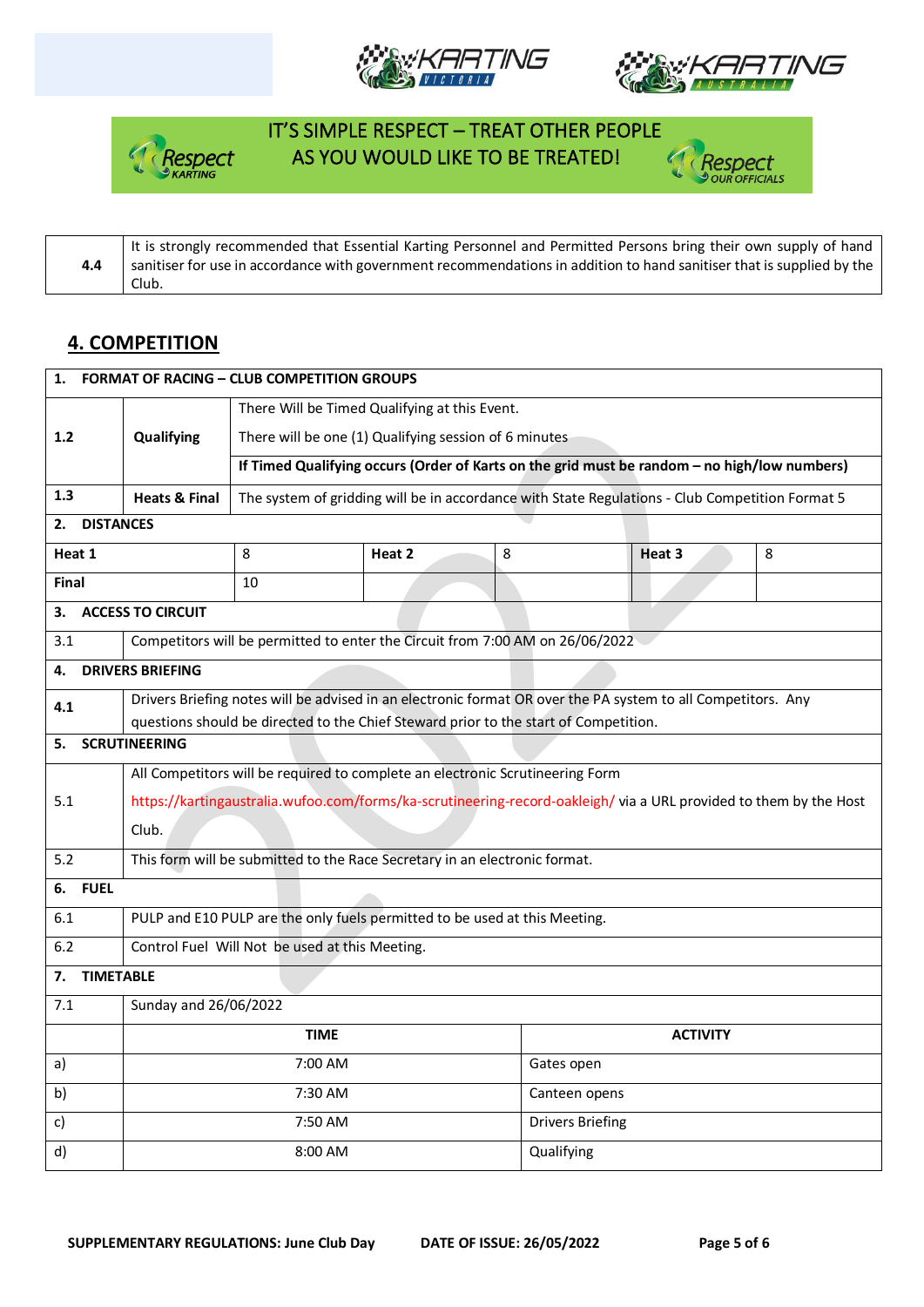IT'S SIMPLE RESPECT – TREAT OTHER PEOPLE AS YOU WOULD LIKE TO BE TREATED!

| 4.4 | It is strongly recommended that Essential Karting Personnel and Permitted Persons bring their own supply of hand sanitiser for use in accordance with government recommendations in addition to hand sanitiser that is supplied by the Club. |
|---|---|

## 4. COMPETITION

| **1. FORMAT OF RACING – CLUB COMPETITION GROUPS** | | |
|---|---|---|
| 1.2 | **Qualifying** | There Will be Timed Qualifying at this Event.<br>There will be one (1) Qualifying session of 6 minutes |
| | | **If Timed Qualifying occurs (Order of Karts on the grid must be random – no high/low numbers)** |
| 1.3 | **Heats & Final** | The system of gridding will be in accordance with State Regulations - Club Competition Format 5 |

| **2. DISTANCES** | | | | | |
|---|---|---|---|---|---|
| **Heat 1** | 8 | **Heat 2** | 8 | **Heat 3** | 8 |
| **Final** | 10 | | | | |

| **3. ACCESS TO CIRCUIT** | |
|---|---|
| 3.1 | Competitors will be permitted to enter the Circuit from 7:00 AM on 26/06/2022 |
| **4. DRIVERS BRIEFING** | |
| 4.1 | Drivers Briefing notes will be advised in an electronic format OR over the PA system to all Competitors. Any questions should be directed to the Chief Steward prior to the start of Competition. |
| **5. SCRUTINEERING** | |
| 5.1 | All Competitors will be required to complete an electronic Scrutineering Form<br>https://kartingaustralia.wufoo.com/forms/ka-scrutineering-record-oakleigh/ via a URL provided to them by the Host Club. |
| 5.2 | This form will be submitted to the Race Secretary in an electronic format. |
| **6. FUEL** | |
| 6.1 | PULP and E10 PULP are the only fuels permitted to be used at this Meeting. |
| 6.2 | Control Fuel Will Not be used at this Meeting. |
| **7. TIMETABLE** | |
| 7.1 | Sunday and 26/06/2022 |

| | **TIME** | **ACTIVITY** |
|---|---|---|
| a) | 7:00 AM | Gates open |
| b) | 7:30 AM | Canteen opens |
| c) | 7:50 AM | Drivers Briefing |
| d) | 8:00 AM | Qualifying |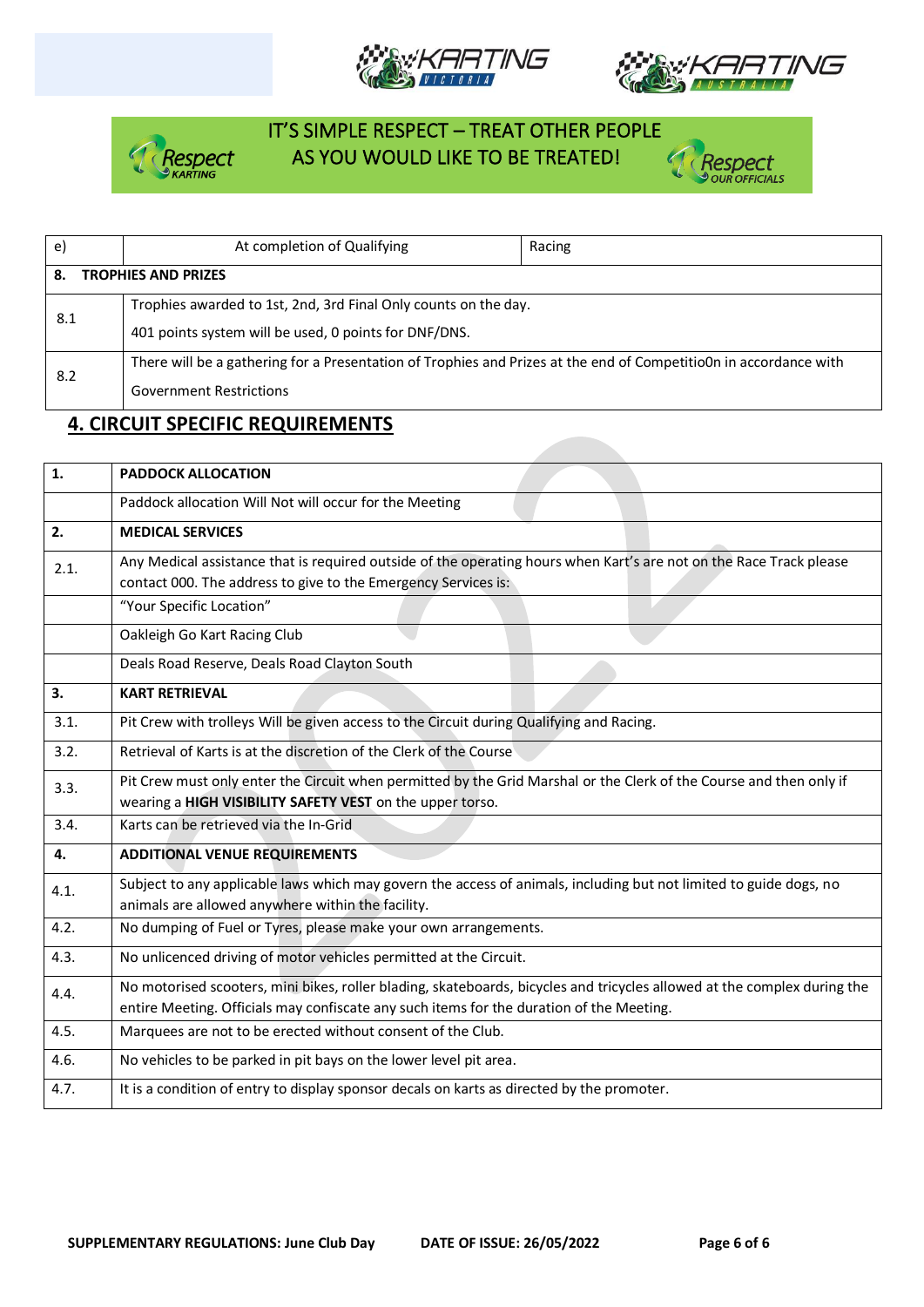IT'S SIMPLE RESPECT – TREAT OTHER PEOPLE AS YOU WOULD LIKE TO BE TREATED!

| | | |
|---|---|---|
| e) | At completion of Qualifying | Racing |
| **8. TROPHIES AND PRIZES** | | |
| 8.1 | Trophies awarded to 1st, 2nd, 3rd Final Only counts on the day.<br>401 points system will be used, 0 points for DNF/DNS. | |
| 8.2 | There will be a gathering for a Presentation of Trophies and Prizes at the end of Competitio0n in accordance with Government Restrictions | |

## 4. CIRCUIT SPECIFIC REQUIREMENTS

| | |
|---|---|
| **1.** | **PADDOCK ALLOCATION** |
| | Paddock allocation Will Not will occur for the Meeting |
| **2.** | **MEDICAL SERVICES** |
| 2.1. | Any Medical assistance that is required outside of the operating hours when Kart's are not on the Race Track please contact 000. The address to give to the Emergency Services is: |
| | "Your Specific Location" |
| | Oakleigh Go Kart Racing Club |
| | Deals Road Reserve, Deals Road Clayton South |
| **3.** | **KART RETRIEVAL** |
| 3.1. | Pit Crew with trolleys Will be given access to the Circuit during Qualifying and Racing. |
| 3.2. | Retrieval of Karts is at the discretion of the Clerk of the Course |
| 3.3. | Pit Crew must only enter the Circuit when permitted by the Grid Marshal or the Clerk of the Course and then only if wearing a **HIGH VISIBILITY SAFETY VEST** on the upper torso. |
| 3.4. | Karts can be retrieved via the In-Grid |
| **4.** | **ADDITIONAL VENUE REQUIREMENTS** |
| 4.1. | Subject to any applicable laws which may govern the access of animals, including but not limited to guide dogs, no animals are allowed anywhere within the facility. |
| 4.2. | No dumping of Fuel or Tyres, please make your own arrangements. |
| 4.3. | No unlicenced driving of motor vehicles permitted at the Circuit. |
| 4.4. | No motorised scooters, mini bikes, roller blading, skateboards, bicycles and tricycles allowed at the complex during the entire Meeting. Officials may confiscate any such items for the duration of the Meeting. |
| 4.5. | Marquees are not to be erected without consent of the Club. |
| 4.6. | No vehicles to be parked in pit bays on the lower level pit area. |
| 4.7. | It is a condition of entry to display sponsor decals on karts as directed by the promoter. |